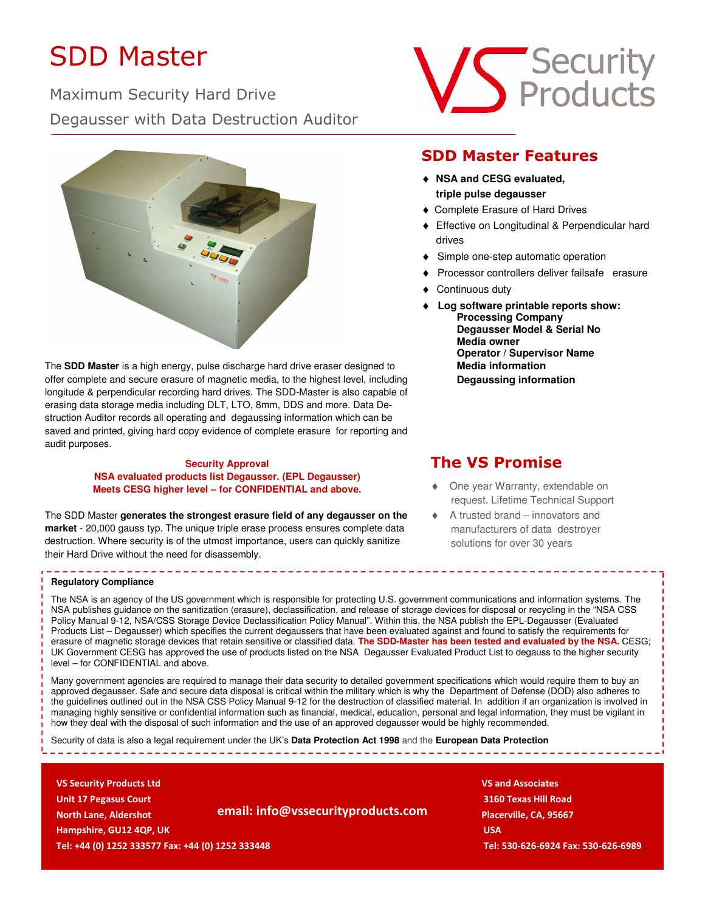# SDD Master

Maximum Security Hard Drive Degausser with Data Destruction Auditor

VS Security Products

The **SDD Master** is a high energy, pulse discharge hard drive eraser designed to offer complete and secure erasure of magnetic media, to the highest level, including longitude & perpendicular recording hard drives. The SDD-Master is also capable of erasing data storage media including DLT, LTO, 8mm, DDS and more. Data Destruction Auditor records all operating and degaussing information which can be saved and printed, giving hard copy evidence of complete erasure for reporting and audit purposes.

**Security Approval**
**NSA evaluated products list Degausser. (EPL Degausser)**
**Meets CESG higher level – for CONFIDENTIAL and above.**

The SDD Master **generates the strongest erasure field of any degausser on the market** - 20,000 gauss typ. The unique triple erase process ensures complete data destruction. Where security is of the utmost importance, users can quickly sanitize their Hard Drive without the need for disassembly.

## SDD Master Features

- **NSA and CESG evaluated, triple pulse degausser**
- Complete Erasure of Hard Drives
- Effective on Longitudinal & Perpendicular hard drives
- Simple one-step automatic operation
- Processor controllers deliver failsafe erasure
- Continuous duty
- **Log software printable reports show:**
  - **Processing Company**
  - **Degausser Model & Serial No**
  - **Media owner**
  - **Operator / Supervisor Name**
  - **Media information**
  - **Degaussing information**

## The VS Promise

- One year Warranty, extendable on request. Lifetime Technical Support
- A trusted brand – innovators and manufacturers of data destroyer solutions for over 30 years

### Regulatory Compliance

The NSA is an agency of the US government which is responsible for protecting U.S. government communications and information systems. The NSA publishes guidance on the sanitization (erasure), declassification, and release of storage devices for disposal or recycling in the "NSA CSS Policy Manual 9-12, NSA/CSS Storage Device Declassification Policy Manual". Within this, the NSA publish the EPL-Degausser (Evaluated Products List – Degausser) which specifies the current degaussers that have been evaluated against and found to satisfy the requirements for erasure of magnetic storage devices that retain sensitive or classified data. **The SDD-Master has been tested and evaluated by the NSA.** CESG; UK Government CESG has approved the use of products listed on the NSA Degausser Evaluated Product List to degauss to the higher security level – for CONFIDENTIAL and above.

Many government agencies are required to manage their data security to detailed government specifications which would require them to buy an approved degausser. Safe and secure data disposal is critical within the military which is why the Department of Defense (DOD) also adheres to the guidelines outlined out in the NSA CSS Policy Manual 9-12 for the destruction of classified material. In addition if an organization is involved in managing highly sensitive or confidential information such as financial, medical, education, personal and legal information, they must be vigilant in how they deal with the disposal of such information and the use of an approved degausser would be highly recommended.

Security of data is also a legal requirement under the UK's **Data Protection Act 1998** and the **European Data Protection**

**VS Security Products Ltd**
**Unit 17 Pegasus Court**
**North Lane, Aldershot**
**Hampshire, GU12 4QP, UK**
**Tel: +44 (0) 1252 333577 Fax: +44 (0) 1252 333448**

**email: info@vssecurityproducts.com**

**VS and Associates**
**3160 Texas Hill Road**
**Placerville, CA, 95667**
**USA**
**Tel: 530-626-6924 Fax: 530-626-6989**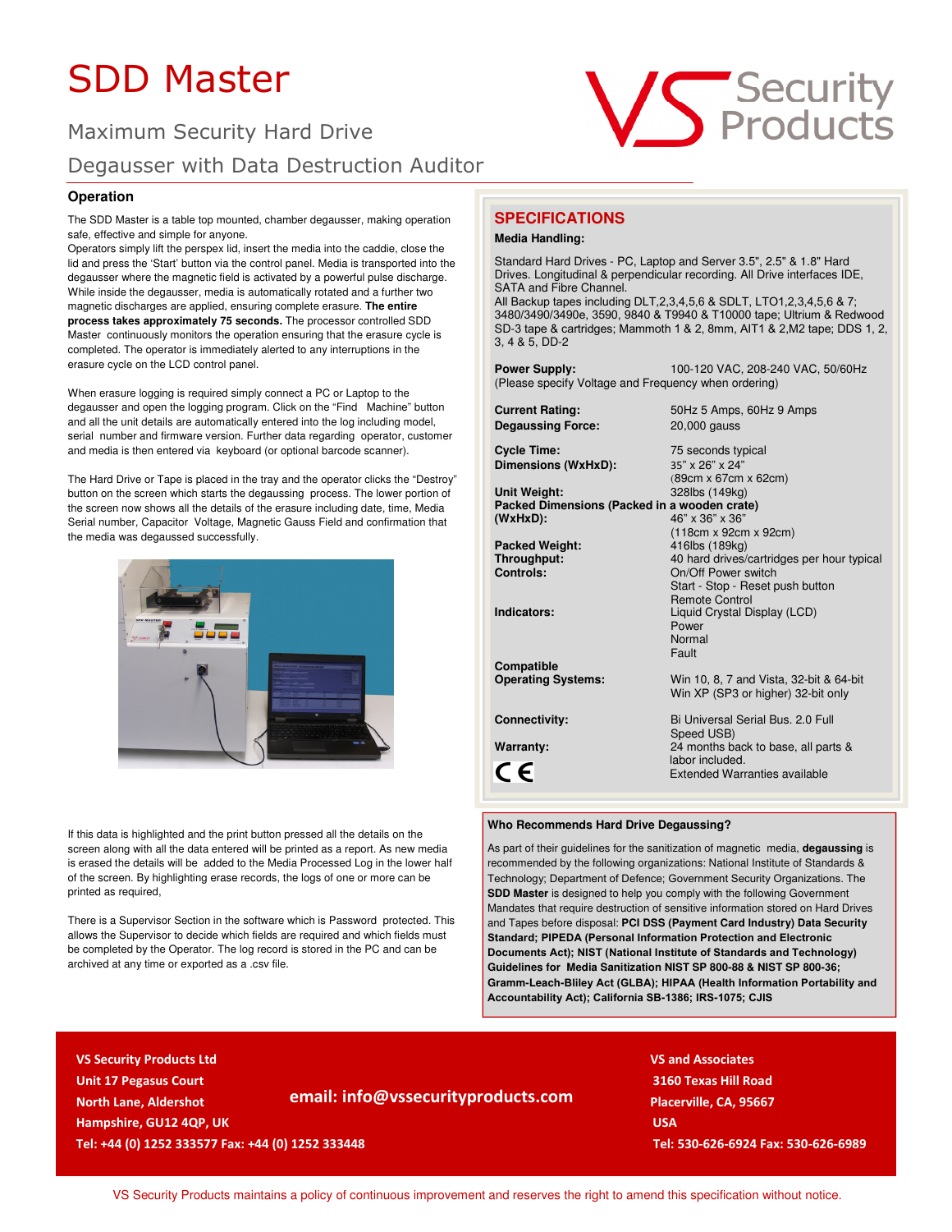# SDD Master

## Maximum Security Hard Drive Degausser with Data Destruction Auditor

VS Security Products

### Operation

The SDD Master is a table top mounted, chamber degausser, making operation safe, effective and simple for anyone.
Operators simply lift the perspex lid, insert the media into the caddie, close the lid and press the 'Start' button via the control panel. Media is transported into the degausser where the magnetic field is activated by a powerful pulse discharge. While inside the degausser, media is automatically rotated and a further two magnetic discharges are applied, ensuring complete erasure. **The entire process takes approximately 75 seconds.** The processor controlled SDD Master continuously monitors the operation ensuring that the erasure cycle is completed. The operator is immediately alerted to any interruptions in the erasure cycle on the LCD control panel.

When erasure logging is required simply connect a PC or Laptop to the degausser and open the logging program. Click on the "Find Machine" button and all the unit details are automatically entered into the log including model, serial number and firmware version. Further data regarding operator, customer and media is then entered via keyboard (or optional barcode scanner).

The Hard Drive or Tape is placed in the tray and the operator clicks the "Destroy" button on the screen which starts the degaussing process. The lower portion of the screen now shows all the details of the erasure including date, time, Media Serial number, Capacitor Voltage, Magnetic Gauss Field and confirmation that the media was degaussed successfully.

If this data is highlighted and the print button pressed all the details on the screen along with all the data entered will be printed as a report. As new media is erased the details will be added to the Media Processed Log in the lower half of the screen. By highlighting erase records, the logs of one or more can be printed as required,

There is a Supervisor Section in the software which is Password protected. This allows the Supervisor to decide which fields are required and which fields must be completed by the Operator. The log record is stored in the PC and can be archived at any time or exported as a .csv file.

### SPECIFICATIONS

**Media Handling:**

Standard Hard Drives - PC, Laptop and Server 3.5", 2.5" & 1.8" Hard Drives. Longitudinal & perpendicular recording. All Drive interfaces IDE, SATA and Fibre Channel.
All Backup tapes including DLT,2,3,4,5,6 & SDLT, LTO1,2,3,4,5,6 & 7; 3480/3490/3490e, 3590, 9840 & T9940 & T10000 tape; Ultrium & Redwood SD-3 tape & cartridges; Mammoth 1 & 2, 8mm, AIT1 & 2,M2 tape; DDS 1, 2, 3, 4 & 5, DD-2

**Power Supply:** 100-120 VAC, 208-240 VAC, 50/60Hz
(Please specify Voltage and Frequency when ordering)

| | |
|---|---|
| **Current Rating:** | 50Hz 5 Amps, 60Hz 9 Amps |
| **Degaussing Force:** | 20,000 gauss |
| **Cycle Time:** | 75 seconds typical |
| **Dimensions (WxHxD):** | 35" x 26" x 24" (89cm x 67cm x 62cm) |
| **Unit Weight:** | 328lbs (149kg) |
| **Packed Dimensions (Packed in a wooden crate) (WxHxD):** | 46" x 36" x 36" (118cm x 92cm x 92cm) |
| **Packed Weight:** | 416lbs (189kg) |
| **Throughput:** | 40 hard drives/cartridges per hour typical |
| **Controls:** | On/Off Power switch<br>Start - Stop - Reset push button<br>Remote Control |
| **Indicators:** | Liquid Crystal Display (LCD)<br>Power<br>Normal<br>Fault |
| **Compatible Operating Systems:** | Win 10, 8, 7 and Vista, 32-bit & 64-bit<br>Win XP (SP3 or higher) 32-bit only |
| **Connectivity:** | Bi Universal Serial Bus. 2.0 Full Speed USB) |
| **Warranty:** | 24 months back to base, all parts & labor included.<br>Extended Warranties available |

CE

### Who Recommends Hard Drive Degaussing?

As part of their guidelines for the sanitization of magnetic media, **degaussing** is recommended by the following organizations: National Institute of Standards & Technology; Department of Defence; Government Security Organizations. The **SDD Master** is designed to help you comply with the following Government Mandates that require destruction of sensitive information stored on Hard Drives and Tapes before disposal: **PCI DSS (Payment Card Industry) Data Security Standard; PIPEDA (Personal Information Protection and Electronic Documents Act); NIST (National Institute of Standards and Technology) Guidelines for Media Sanitization NIST SP 800-88 & NIST SP 800-36; Gramm-Leach-Bliley Act (GLBA); HIPAA (Health Information Portability and Accountability Act); California SB-1386; IRS-1075; CJIS**

**VS Security Products Ltd**
**Unit 17 Pegasus Court**
**North Lane, Aldershot**
**Hampshire, GU12 4QP, UK**
**Tel: +44 (0) 1252 333577 Fax: +44 (0) 1252 333448**

**email: info@vssecurityproducts.com**

**VS and Associates**
**3160 Texas Hill Road**
**Placerville, CA, 95667**
**USA**
**Tel: 530-626-6924 Fax: 530-626-6989**

VS Security Products maintains a policy of continuous improvement and reserves the right to amend this specification without notice.